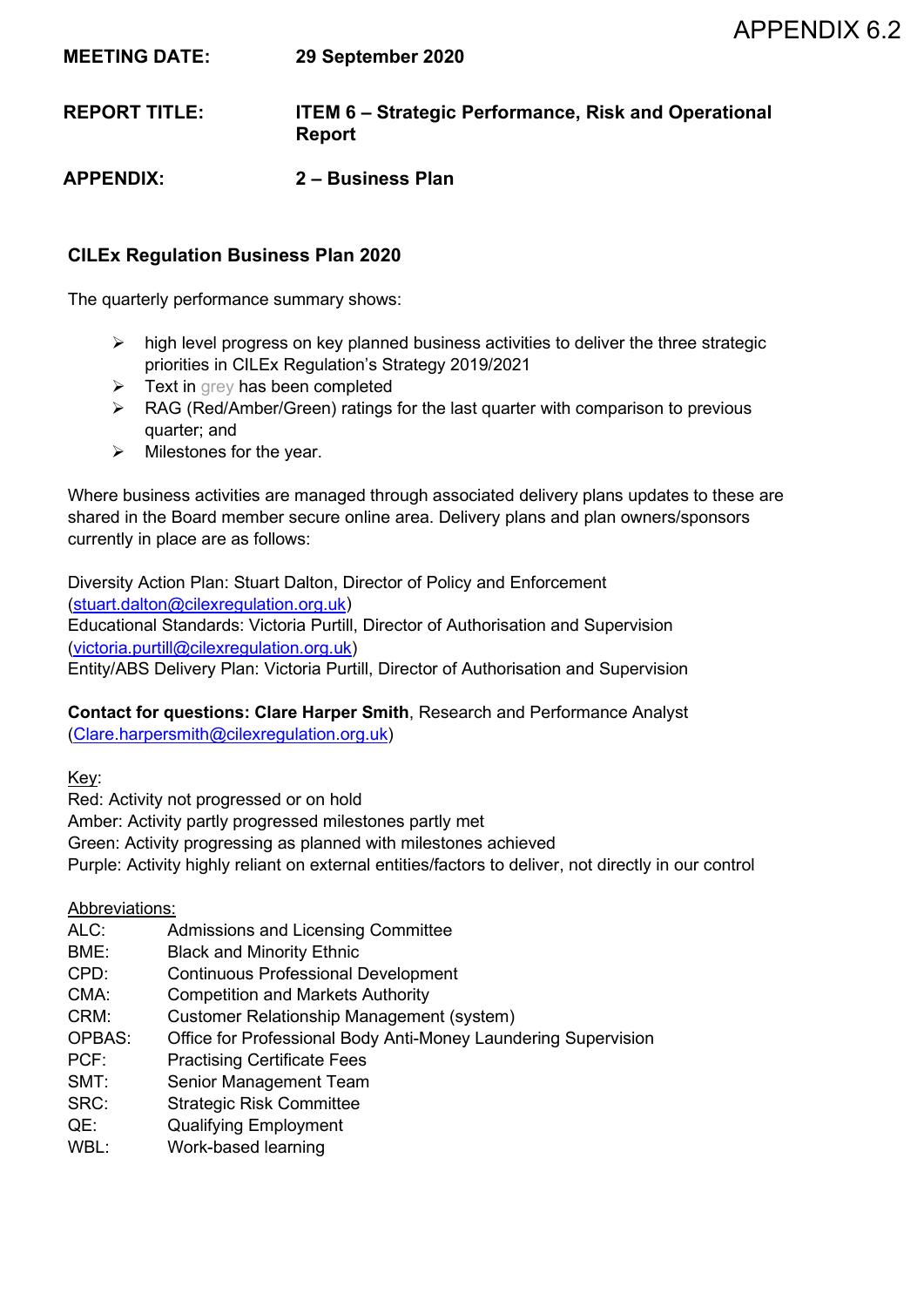APPENDIX 6.2

**MEETING DATE:** **29 September 2020**

**REPORT TITLE:** **ITEM 6 – Strategic Performance, Risk and Operational Report**

**APPENDIX:** **2 – Business Plan**

## CILEx Regulation Business Plan 2020

The quarterly performance summary shows:

- high level progress on key planned business activities to deliver the three strategic priorities in CILEx Regulation's Strategy 2019/2021
- Text in grey has been completed
- RAG (Red/Amber/Green) ratings for the last quarter with comparison to previous quarter; and
- Milestones for the year.

Where business activities are managed through associated delivery plans updates to these are shared in the Board member secure online area. Delivery plans and plan owners/sponsors currently in place are as follows:

Diversity Action Plan: Stuart Dalton, Director of Policy and Enforcement (stuart.dalton@cilexregulation.org.uk)
Educational Standards: Victoria Purtill, Director of Authorisation and Supervision (victoria.purtill@cilexregulation.org.uk)
Entity/ABS Delivery Plan: Victoria Purtill, Director of Authorisation and Supervision

**Contact for questions: Clare Harper Smith**, Research and Performance Analyst (Clare.harpersmith@cilexregulation.org.uk)

Key:
Red: Activity not progressed or on hold
Amber: Activity partly progressed milestones partly met
Green: Activity progressing as planned with milestones achieved
Purple: Activity highly reliant on external entities/factors to deliver, not directly in our control

Abbreviations:

| | |
|---|---|
| ALC: | Admissions and Licensing Committee |
| BME: | Black and Minority Ethnic |
| CPD: | Continuous Professional Development |
| CMA: | Competition and Markets Authority |
| CRM: | Customer Relationship Management (system) |
| OPBAS: | Office for Professional Body Anti-Money Laundering Supervision |
| PCF: | Practising Certificate Fees |
| SMT: | Senior Management Team |
| SRC: | Strategic Risk Committee |
| QE: | Qualifying Employment |
| WBL: | Work-based learning |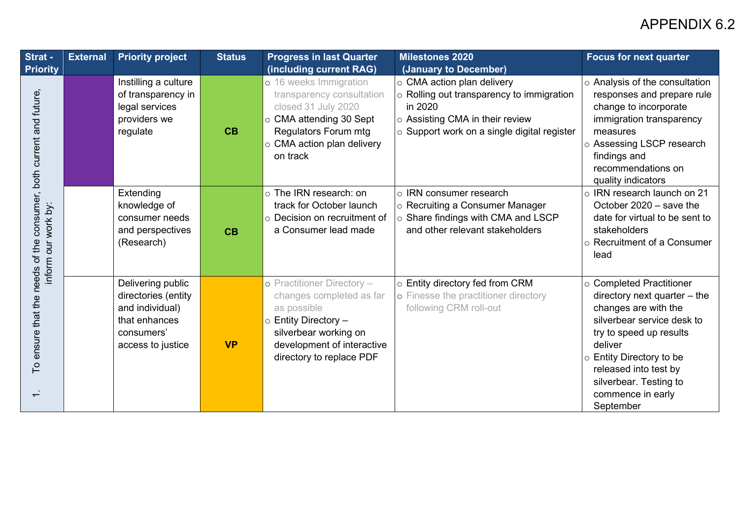APPENDIX 6.2

| Strat - Priority | External | Priority project | Status | Progress in last Quarter (including current RAG) | Milestones 2020 (January to December) | Focus for next quarter |
|---|---|---|---|---|---|---|
| 1. To ensure that the needs of the consumer, both current and future, inform our work by: | | Instilling a culture of transparency in legal services providers we regulate | CB | ○ 16 weeks Immigration transparency consultation closed 31 July 2020<br>○ CMA attending 30 Sept Regulators Forum mtg<br>○ CMA action plan delivery on track | ○ CMA action plan delivery<br>○ Rolling out transparency to immigration in 2020<br>○ Assisting CMA in their review<br>○ Support work on a single digital register | ○ Analysis of the consultation responses and prepare rule change to incorporate immigration transparency measures<br>○ Assessing LSCP research findings and recommendations on quality indicators |
| | | Extending knowledge of consumer needs and perspectives (Research) | CB | ○ The IRN research: on track for October launch<br>○ Decision on recruitment of a Consumer lead made | ○ IRN consumer research<br>○ Recruiting a Consumer Manager<br>○ Share findings with CMA and LSCP and other relevant stakeholders | ○ IRN research launch on 21 October 2020 – save the date for virtual to be sent to stakeholders<br>○ Recruitment of a Consumer lead |
| | | Delivering public directories (entity and individual) that enhances consumers' access to justice | VP | ○ Practitioner Directory – changes completed as far as possible<br>○ Entity Directory – silverbear working on development of interactive directory to replace PDF | ○ Entity directory fed from CRM<br>○ Finesse the practitioner directory following CRM roll-out | ○ Completed Practitioner directory next quarter – the changes are with the silverbear service desk to try to speed up results deliver<br>○ Entity Directory to be released into test by silverbear. Testing to commence in early September |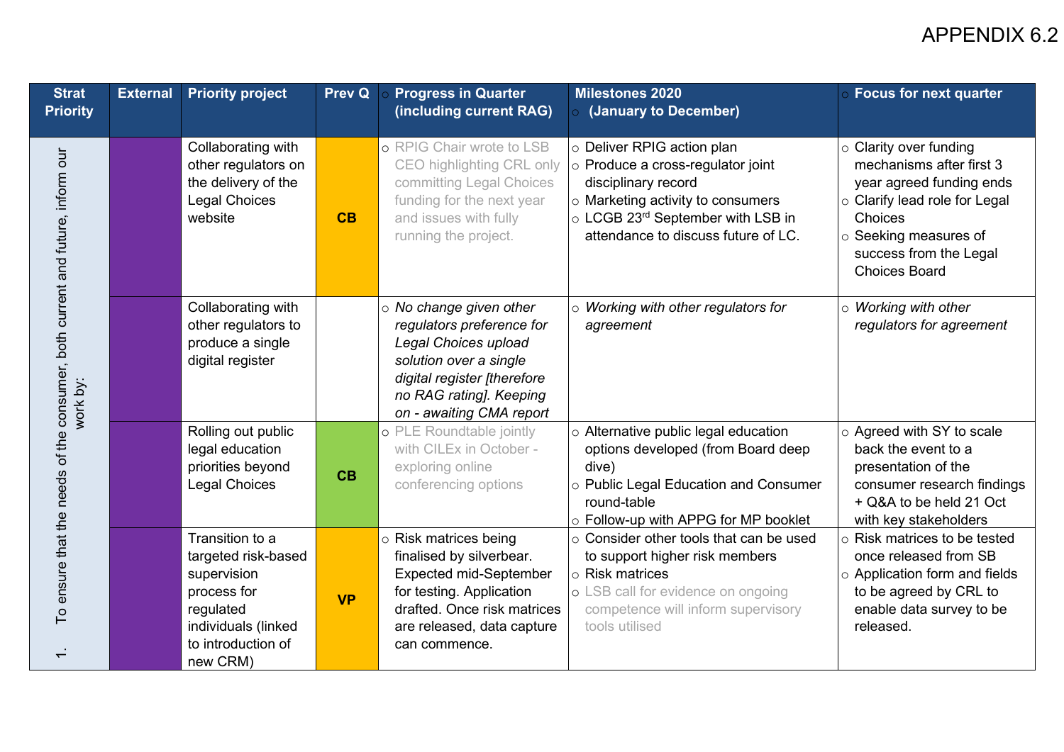APPENDIX 6.2

| Strat Priority | External | Priority project | Prev Q | Progress in Quarter (including current RAG) | Milestones 2020 (January to December) | Focus for next quarter |
|---|---|---|---|---|---|---|
| 1. To ensure that the needs of the consumer, both current and future, inform our work by: | | Collaborating with other regulators on the delivery of the Legal Choices website | CB | ○ RPIG Chair wrote to LSB CEO highlighting CRL only committing Legal Choices funding for the next year and issues with fully running the project. | ○ Deliver RPIG action plan<br>○ Produce a cross-regulator joint disciplinary record<br>○ Marketing activity to consumers<br>○ LCGB 23rd September with LSB in attendance to discuss future of LC. | ○ Clarity over funding mechanisms after first 3 year agreed funding ends<br>○ Clarify lead role for Legal Choices<br>○ Seeking measures of success from the Legal Choices Board |
| | | Collaborating with other regulators to produce a single digital register | | ○ *No change given other regulators preference for Legal Choices upload solution over a single digital register [therefore no RAG rating]. Keeping on - awaiting CMA report* | ○ *Working with other regulators for agreement* | ○ *Working with other regulators for agreement* |
| | | Rolling out public legal education priorities beyond Legal Choices | CB | ○ PLE Roundtable jointly with CILEx in October - exploring online conferencing options | ○ Alternative public legal education options developed (from Board deep dive)<br>○ Public Legal Education and Consumer round-table<br>○ Follow-up with APPG for MP booklet | ○ Agreed with SY to scale back the event to a presentation of the consumer research findings + Q&A to be held 21 Oct with key stakeholders |
| | | Transition to a targeted risk-based supervision process for regulated individuals (linked to introduction of new CRM) | VP | ○ Risk matrices being finalised by silverbear. Expected mid-September for testing. Application drafted. Once risk matrices are released, data capture can commence. | ○ Consider other tools that can be used to support higher risk members<br>○ Risk matrices<br>○ LSB call for evidence on ongoing competence will inform supervisory tools utilised | ○ Risk matrices to be tested once released from SB<br>○ Application form and fields to be agreed by CRL to enable data survey to be released. |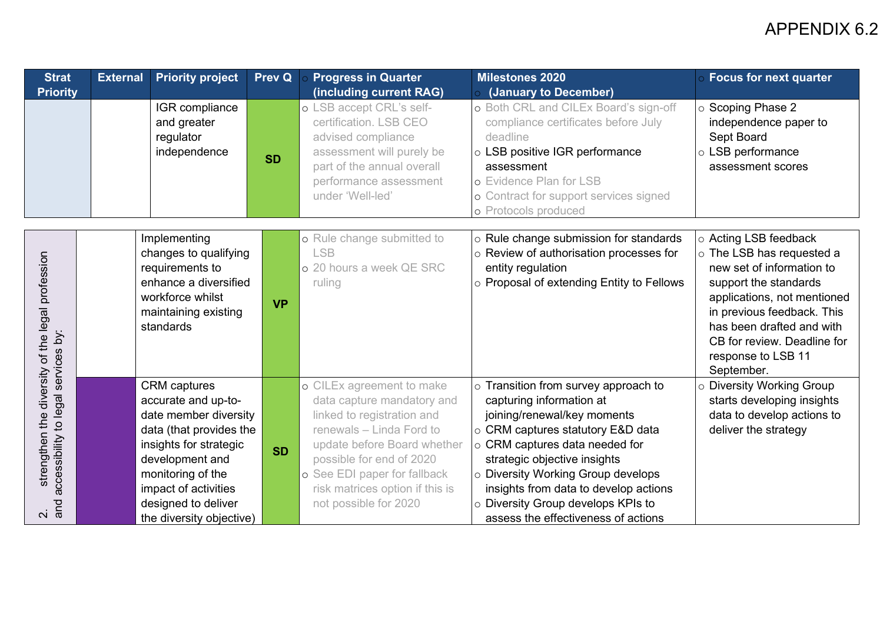APPENDIX 6.2

| Strat Priority | External | Priority project | Prev Q | Progress in Quarter (including current RAG) | Milestones 2020 (January to December) | Focus for next quarter |
|---|---|---|---|---|---|---|
| | | IGR compliance and greater regulator independence | SD | ○ LSB accept CRL's self-certification. LSB CEO advised compliance assessment will purely be part of the annual overall performance assessment under 'Well-led' | ○ Both CRL and CILEx Board's sign-off compliance certificates before July deadline<br>○ LSB positive IGR performance assessment<br>○ Evidence Plan for LSB<br>○ Contract for support services signed<br>○ Protocols produced | ○ Scoping Phase 2 independence paper to Sept Board<br>○ LSB performance assessment scores |
| 2. strengthen the diversity of the legal profession and accessibility to legal services by: | | Implementing changes to qualifying requirements to enhance a diversified workforce whilst maintaining existing standards | VP | ○ Rule change submitted to LSB<br>○ 20 hours a week QE SRC ruling | ○ Rule change submission for standards<br>○ Review of authorisation processes for entity regulation<br>○ Proposal of extending Entity to Fellows | ○ Acting LSB feedback<br>○ The LSB has requested a new set of information to support the standards applications, not mentioned in previous feedback. This has been drafted and with CB for review. Deadline for response to LSB 11 September. |
| | | CRM captures accurate and up-to-date member diversity data (that provides the insights for strategic development and monitoring of the impact of activities designed to deliver the diversity objective) | SD | ○ CILEx agreement to make data capture mandatory and linked to registration and renewals – Linda Ford to update before Board whether possible for end of 2020<br>○ See EDI paper for fallback risk matrices option if this is not possible for 2020 | ○ Transition from survey approach to capturing information at joining/renewal/key moments<br>○ CRM captures statutory E&D data<br>○ CRM captures data needed for strategic objective insights<br>○ Diversity Working Group develops insights from data to develop actions<br>○ Diversity Group develops KPIs to assess the effectiveness of actions | ○ Diversity Working Group starts developing insights data to develop actions to deliver the strategy |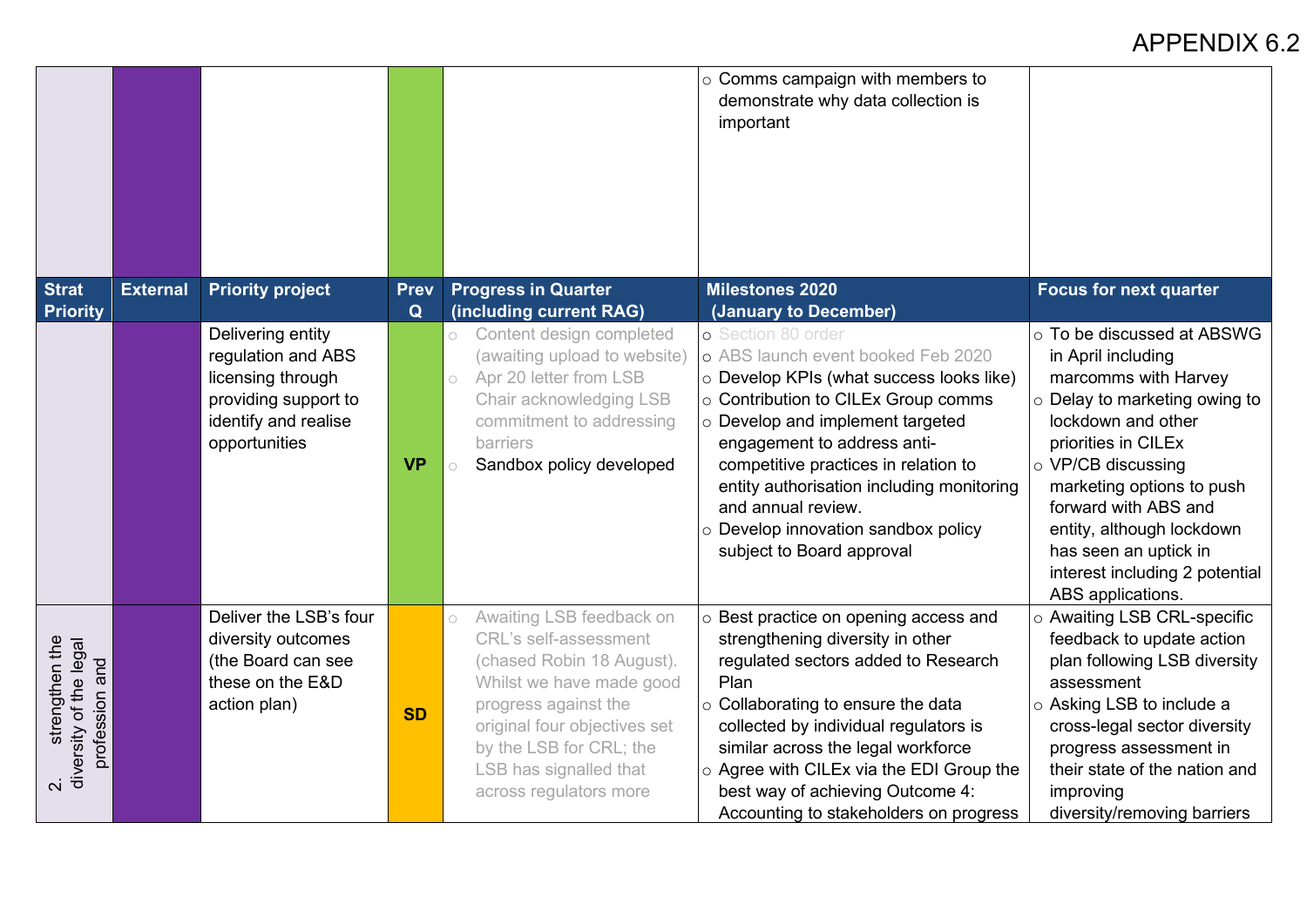APPENDIX 6.2

| Strat Priority | External | Priority project | Prev Q | Progress in Quarter (including current RAG) | Milestones 2020 (January to December) | Focus for next quarter |
|---|---|---|---|---|---|---|
| | | | | | ○ Comms campaign with members to demonstrate why data collection is important | |
| | | Delivering entity regulation and ABS licensing through providing support to identify and realise opportunities | VP | ○ Content design completed (awaiting upload to website)<br>○ Apr 20 letter from LSB Chair acknowledging LSB commitment to addressing barriers<br>○ Sandbox policy developed | ○ Section 80 order<br>○ ABS launch event booked Feb 2020<br>○ Develop KPIs (what success looks like)<br>○ Contribution to CILEx Group comms<br>○ Develop and implement targeted engagement to address anti-competitive practices in relation to entity authorisation including monitoring and annual review.<br>○ Develop innovation sandbox policy subject to Board approval | ○ To be discussed at ABSWG in April including marcomms with Harvey<br>○ Delay to marketing owing to lockdown and other priorities in CILEx<br>○ VP/CB discussing marketing options to push forward with ABS and entity, although lockdown has seen an uptick in interest including 2 potential ABS applications. |
| 2. strengthen the diversity of the legal profession and | | Deliver the LSB's four diversity outcomes (the Board can see these on the E&D action plan) | SD | ○ Awaiting LSB feedback on CRL's self-assessment (chased Robin 18 August). Whilst we have made good progress against the original four objectives set by the LSB for CRL; the LSB has signalled that across regulators more | ○ Best practice on opening access and strengthening diversity in other regulated sectors added to Research Plan<br>○ Collaborating to ensure the data collected by individual regulators is similar across the legal workforce<br>○ Agree with CILEx via the EDI Group the best way of achieving Outcome 4: Accounting to stakeholders on progress | ○ Awaiting LSB CRL-specific feedback to update action plan following LSB diversity assessment<br>○ Asking LSB to include a cross-legal sector diversity progress assessment in their state of the nation and improving diversity/removing barriers |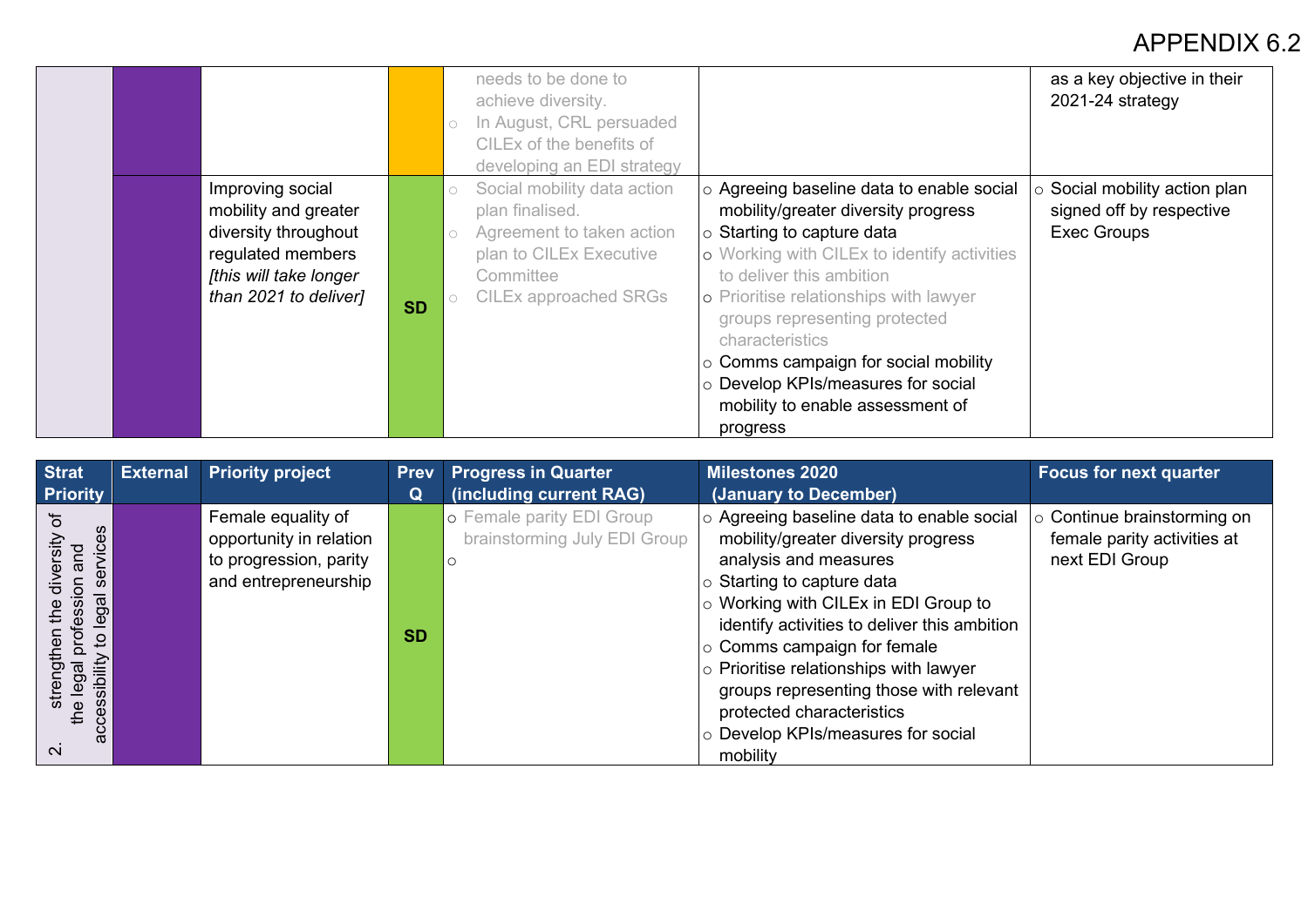APPENDIX 6.2

| | | | | | | |
|---|---|---|---|---|---|---|
| | | | | needs to be done to achieve diversity.<br>○ In August, CRL persuaded CILEx of the benefits of developing an EDI strategy | | as a key objective in their 2021-24 strategy |
| | | Improving social mobility and greater diversity throughout regulated members *[this will take longer than 2021 to deliver]* | SD | ○ Social mobility data action plan finalised.<br>○ Agreement to taken action plan to CILEx Executive Committee<br>○ CILEx approached SRGs | ○ Agreeing baseline data to enable social mobility/greater diversity progress<br>○ Starting to capture data<br>○ Working with CILEx to identify activities to deliver this ambition<br>○ Prioritise relationships with lawyer groups representing protected characteristics<br>○ Comms campaign for social mobility<br>○ Develop KPIs/measures for social mobility to enable assessment of progress | ○ Social mobility action plan signed off by respective Exec Groups |

| Strat Priority | External | Priority project | Prev Q | Progress in Quarter (including current RAG) | Milestones 2020 (January to December) | Focus for next quarter |
|---|---|---|---|---|---|---|
| 2. strengthen the diversity of the legal profession and accessibility to legal services | | Female equality of opportunity in relation to progression, parity and entrepreneurship | SD | ○ Female parity EDI Group brainstorming July EDI Group<br>○ | ○ Agreeing baseline data to enable social mobility/greater diversity progress analysis and measures<br>○ Starting to capture data<br>○ Working with CILEx in EDI Group to identify activities to deliver this ambition<br>○ Comms campaign for female<br>○ Prioritise relationships with lawyer groups representing those with relevant protected characteristics<br>○ Develop KPIs/measures for social mobility | ○ Continue brainstorming on female parity activities at next EDI Group |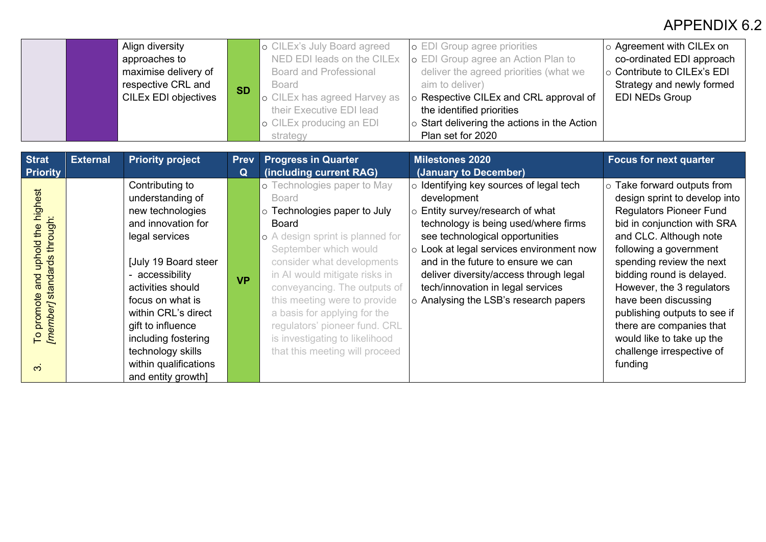APPENDIX 6.2

| | | | | | | |
|---|---|---|---|---|---|---|
| | | Align diversity approaches to maximise delivery of respective CRL and CILEx EDI objectives | SD | ○ CILEx's July Board agreed NED EDI leads on the CILEx Board and Professional Board<br>○ CILEx has agreed Harvey as their Executive EDI lead<br>○ CILEx producing an EDI strategy | ○ EDI Group agree priorities<br>○ EDI Group agree an Action Plan to deliver the agreed priorities (what we aim to deliver)<br>○ Respective CILEx and CRL approval of the identified priorities<br>○ Start delivering the actions in the Action Plan set for 2020 | ○ Agreement with CILEx on co-ordinated EDI approach<br>○ Contribute to CILEx's EDI Strategy and newly formed EDI NEDs Group |

| Strat Priority | External | Priority project | Prev Q | Progress in Quarter (including current RAG) | Milestones 2020 (January to December) | Focus for next quarter |
|---|---|---|---|---|---|---|
| 3. To promote and uphold the highest *[member]* standards through: | | Contributing to understanding of new technologies and innovation for legal services<br><br>[July 19 Board steer - accessibility activities should focus on what is within CRL's direct gift to influence including fostering technology skills within qualifications and entity growth] | VP | ○ Technologies paper to May Board<br>○ Technologies paper to July Board<br>○ A design sprint is planned for September which would consider what developments in AI would mitigate risks in conveyancing. The outputs of this meeting were to provide a basis for applying for the regulators' pioneer fund. CRL is investigating to likelihood that this meeting will proceed | ○ Identifying key sources of legal tech development<br>○ Entity survey/research of what technology is being used/where firms see technological opportunities<br>○ Look at legal services environment now and in the future to ensure we can deliver diversity/access through legal tech/innovation in legal services<br>○ Analysing the LSB's research papers | ○ Take forward outputs from design sprint to develop into Regulators Pioneer Fund bid in conjunction with SRA and CLC. Although note following a government spending review the next bidding round is delayed. However, the 3 regulators have been discussing publishing outputs to see if there are companies that would like to take up the challenge irrespective of funding |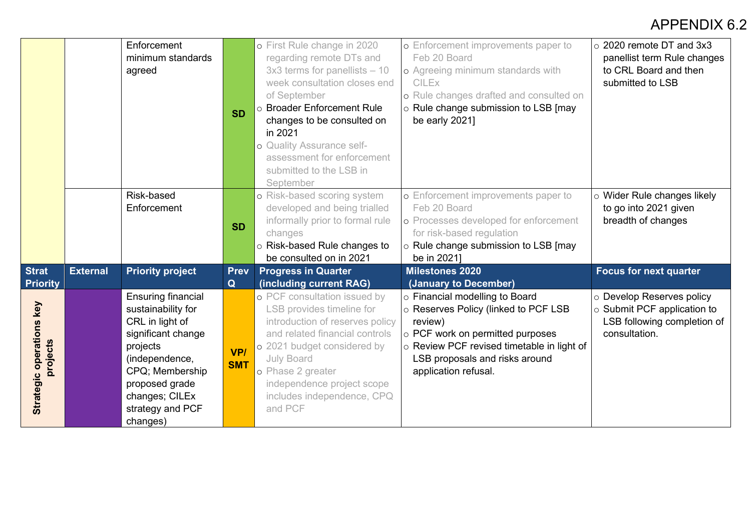APPENDIX 6.2

| | | | | | | |
|---|---|---|---|---|---|---|
| | | Enforcement minimum standards agreed | SD | ○ First Rule change in 2020 regarding remote DTs and 3x3 terms for panellists – 10 week consultation closes end of September<br>○ Broader Enforcement Rule changes to be consulted on in 2021<br>○ Quality Assurance self-assessment for enforcement submitted to the LSB in September | ○ Enforcement improvements paper to Feb 20 Board<br>○ Agreeing minimum standards with CILEx<br>○ Rule changes drafted and consulted on<br>○ Rule change submission to LSB [may be early 2021] | ○ 2020 remote DT and 3x3 panellist term Rule changes to CRL Board and then submitted to LSB |
| | | Risk-based Enforcement | SD | ○ Risk-based scoring system developed and being trialled informally prior to formal rule changes<br>○ Risk-based Rule changes to be consulted on in 2021 | ○ Enforcement improvements paper to Feb 20 Board<br>○ Processes developed for enforcement for risk-based regulation<br>○ Rule change submission to LSB [may be in 2021] | ○ Wider Rule changes likely to go into 2021 given breadth of changes |
| **Strat Priority** | **External** | **Priority project** | **Prev Q** | **Progress in Quarter (including current RAG)** | **Milestones 2020 (January to December)** | **Focus for next quarter** |
| **Strategic operations key projects** | | Ensuring financial sustainability for CRL in light of significant change projects (independence, CPQ; Membership proposed grade changes; CILEx strategy and PCF changes) | VP/ SMT | ○ PCF consultation issued by LSB provides timeline for introduction of reserves policy and related financial controls<br>○ 2021 budget considered by July Board<br>○ Phase 2 greater independence project scope includes independence, CPQ and PCF | ○ Financial modelling to Board<br>○ Reserves Policy (linked to PCF LSB review)<br>○ PCF work on permitted purposes<br>○ Review PCF revised timetable in light of LSB proposals and risks around application refusal. | ○ Develop Reserves policy<br>○ Submit PCF application to LSB following completion of consultation. |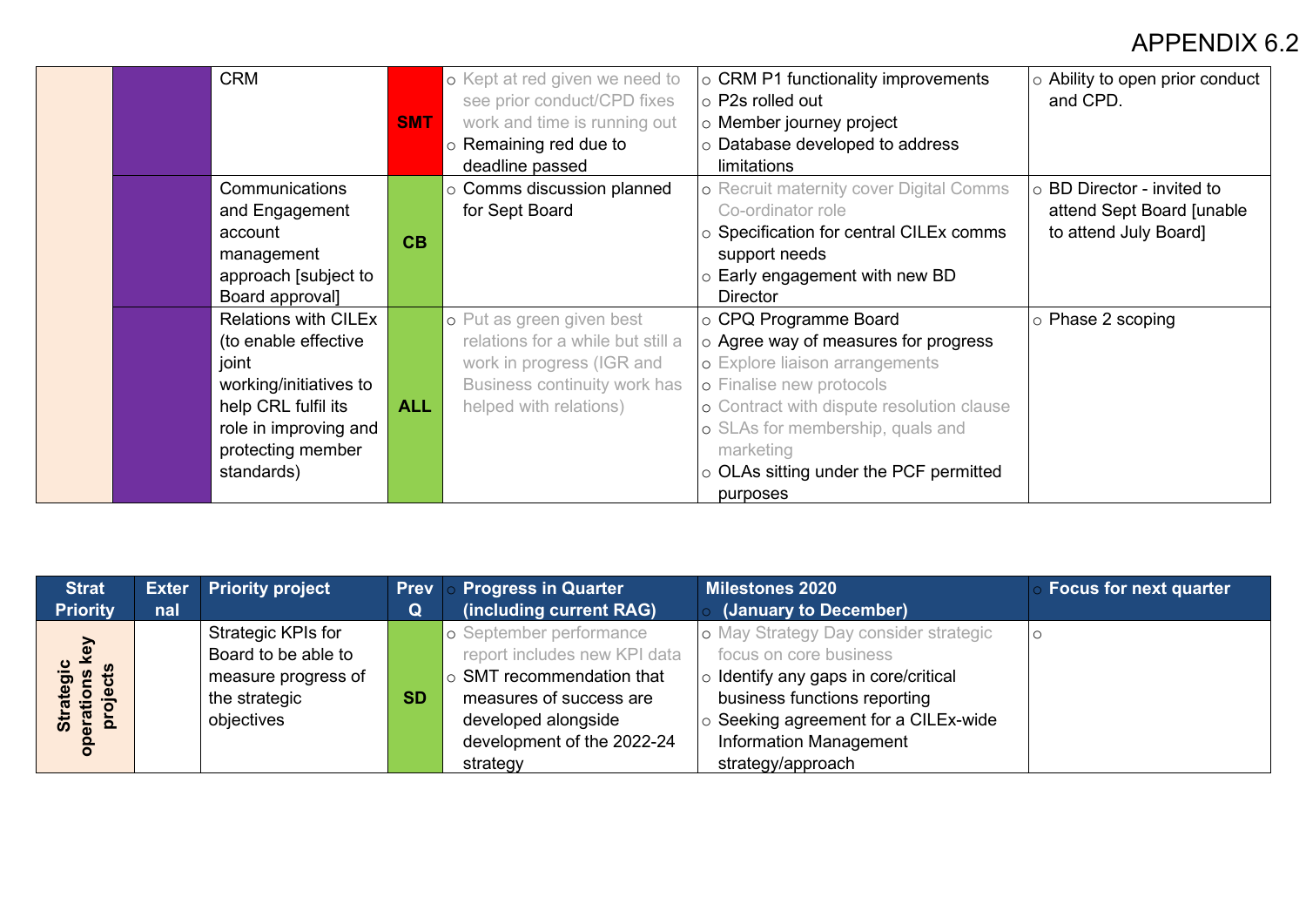APPENDIX 6.2

| | | | | | | |
|---|---|---|---|---|---|---|
| | | CRM | SMT | ○ Kept at red given we need to see prior conduct/CPD fixes work and time is running out<br>○ Remaining red due to deadline passed | ○ CRM P1 functionality improvements<br>○ P2s rolled out<br>○ Member journey project<br>○ Database developed to address limitations | ○ Ability to open prior conduct and CPD. |
| | | Communications and Engagement account management approach [subject to Board approval] | CB | ○ Comms discussion planned for Sept Board | ○ Recruit maternity cover Digital Comms Co-ordinator role<br>○ Specification for central CILEx comms support needs<br>○ Early engagement with new BD Director | ○ BD Director - invited to attend Sept Board [unable to attend July Board] |
| | | Relations with CILEx (to enable effective joint working/initiatives to help CRL fulfil its role in improving and protecting member standards) | ALL | ○ Put as green given best relations for a while but still a work in progress (IGR and Business continuity work has helped with relations) | ○ CPQ Programme Board<br>○ Agree way of measures for progress<br>○ Explore liaison arrangements<br>○ Finalise new protocols<br>○ Contract with dispute resolution clause<br>○ SLAs for membership, quals and marketing<br>○ OLAs sitting under the PCF permitted purposes | ○ Phase 2 scoping |

| Strat Priority | External | Priority project | Prev Q | Progress in Quarter (including current RAG) | Milestones 2020 (January to December) | Focus for next quarter |
|---|---|---|---|---|---|---|
| Strategic operations key projects | | Strategic KPIs for Board to be able to measure progress of the strategic objectives | SD | ○ September performance report includes new KPI data<br>○ SMT recommendation that measures of success are developed alongside development of the 2022-24 strategy | ○ May Strategy Day consider strategic focus on core business<br>○ Identify any gaps in core/critical business functions reporting<br>○ Seeking agreement for a CILEx-wide Information Management strategy/approach | ○ |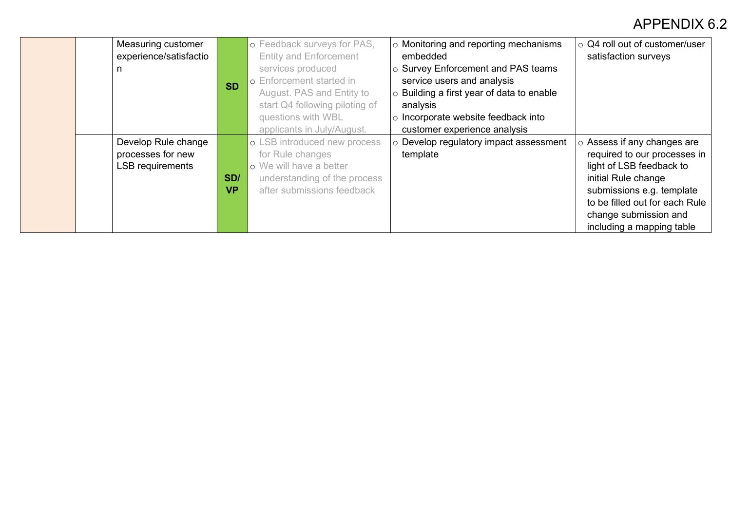APPENDIX 6.2

| | | | | | | |
|---|---|---|---|---|---|---|
| | | Measuring customer experience/satisfaction | **SD** | ○ Feedback surveys for PAS, Entity and Enforcement services produced<br>○ Enforcement started in August. PAS and Entity to start Q4 following piloting of questions with WBL applicants in July/August. | ○ Monitoring and reporting mechanisms embedded<br>○ Survey Enforcement and PAS teams service users and analysis<br>○ Building a first year of data to enable analysis<br>○ Incorporate website feedback into customer experience analysis | ○ Q4 roll out of customer/user satisfaction surveys |
| | | Develop Rule change processes for new LSB requirements | **SD/ VP** | ○ LSB introduced new process for Rule changes<br>○ We will have a better understanding of the process after submissions feedback | ○ Develop regulatory impact assessment template | ○ Assess if any changes are required to our processes in light of LSB feedback to initial Rule change submissions e.g. template to be filled out for each Rule change submission and including a mapping table |